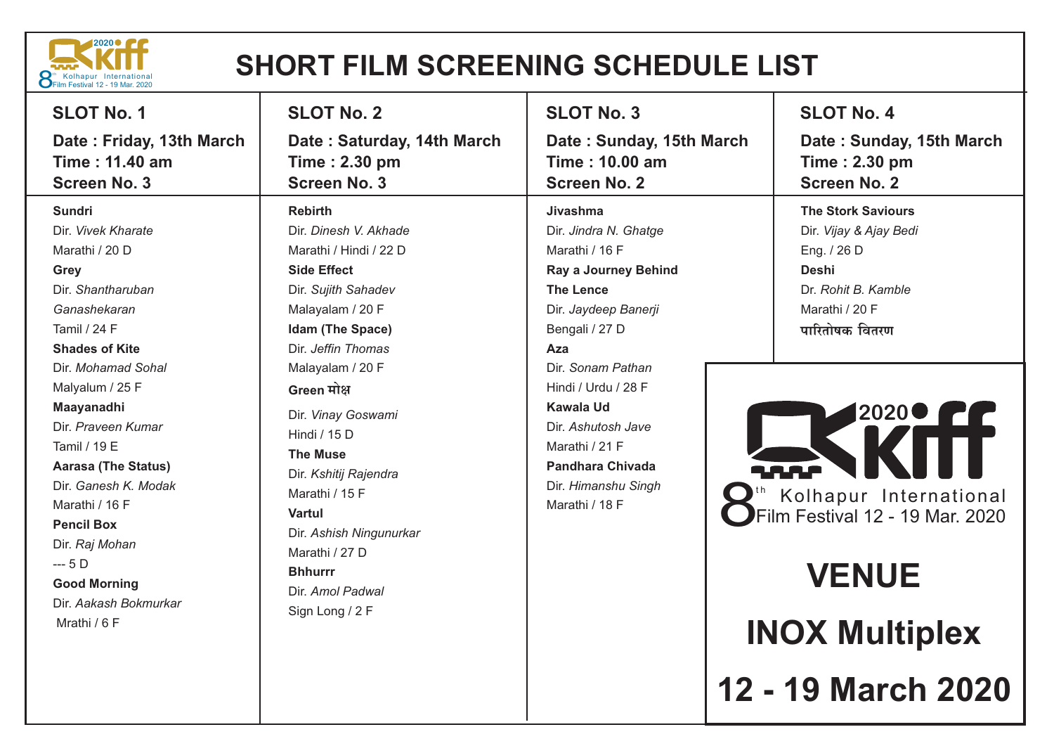# SHORT FILM SCREENING SCHEDULE LIST

## SLOT No. 1

**Date : Friday, 13th March**
**Time : 11.40 am**
**Screen No. 3**

**Sundri**
Dir. *Vivek Kharate*
Marathi / 20 D

**Grey**
Dir. *Shantharuban Ganashekaran*
Tamil / 24 F

**Shades of Kite**
Dir. *Mohamad Sohal*
Malyalum / 25 F

**Maayanadhi**
Dir. *Praveen Kumar*
Tamil / 19 E

**Aarasa (The Status)**
Dir. *Ganesh K. Modak*
Marathi / 16 F

**Pencil Box**
Dir. *Raj Mohan*
--- 5 D

**Good Morning**
Dir. *Aakash Bokmurkar*
Mrathi / 6 F

## SLOT No. 2

**Date : Saturday, 14th March**
**Time : 2.30 pm**
**Screen No. 3**

**Rebirth**
Dir. *Dinesh V. Akhade*
Marathi / Hindi / 22 D

**Side Effect**
Dir. *Sujith Sahadev*
Malayalam / 20 F

**Idam (The Space)**
Dir. *Jeffin Thomas*
Malayalam / 20 F

**Green मोक्ष**
Dir. *Vinay Goswami*
Hindi / 15 D

**The Muse**
Dir. *Kshitij Rajendra*
Marathi / 15 F

**Vartul**
Dir. *Ashish Ningunurkar*
Marathi / 27 D

**Bhhurrr**
Dir. *Amol Padwal*
Sign Long / 2 F

## SLOT No. 3

**Date : Sunday, 15th March**
**Time : 10.00 am**
**Screen No. 2**

**Jivashma**
Dir. *Jindra N. Ghatge*
Marathi / 16 F

**Ray a Journey Behind The Lence**
Dir. *Jaydeep Banerji*
Bengali / 27 D

**Aza**
Dir. *Sonam Pathan*
Hindi / Urdu / 28 F

**Kawala Ud**
Dir. *Ashutosh Jave*
Marathi / 21 F

**Pandhara Chivada**
Dir. *Himanshu Singh*
Marathi / 18 F

## SLOT No. 4

**Date : Sunday, 15th March**
**Time : 2.30 pm**
**Screen No. 2**

**The Stork Saviours**
Dir. *Vijay & Ajay Bedi*
Eng. / 26 D

**Deshi**
Dr. *Rohit B. Kamble*
Marathi / 20 F

**पारितोषक वितरण**

---

KIFF 2020 — 8th Kolhapur International Film Festival 12 - 19 Mar. 2020

# VENUE

# INOX Multiplex

# 12 - 19 March 2020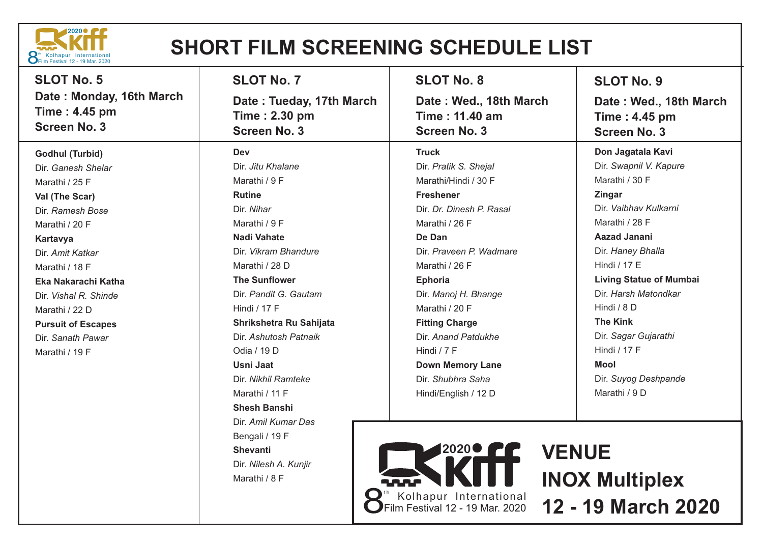# SHORT FILM SCREENING SCHEDULE LIST

## SLOT No. 5

**Date : Monday, 16th March**
**Time : 4.45 pm**
**Screen No. 3**

**Godhul (Turbid)**
Dir. *Ganesh Shelar*
Marathi / 25 F

**Val (The Scar)**
Dir. *Ramesh Bose*
Marathi / 20 F

**Kartavya**
Dir. *Amit Katkar*
Marathi / 18 F

**Eka Nakarachi Katha**
Dir. *Vishal R. Shinde*
Marathi / 22 D

**Pursuit of Escapes**
Dir. *Sanath Pawar*
Marathi / 19 F

## SLOT No. 7

**Date : Tueday, 17th March**
**Time : 2.30 pm**
**Screen No. 3**

**Dev**
Dir. *Jitu Khalane*
Marathi / 9 F

**Rutine**
Dir. *Nihar*
Marathi / 9 F

**Nadi Vahate**
Dir. *Vikram Bhandure*
Marathi / 28 D

**The Sunflower**
Dir. *Pandit G. Gautam*
Hindi / 17 F

**Shrikshetra Ru Sahijata**
Dir. *Ashutosh Patnaik*
Odia / 19 D

**Usni Jaat**
Dir. *Nikhil Ramteke*
Marathi / 11 F

**Shesh Banshi**
Dir. *Amil Kumar Das*
Bengali / 19 F

**Shevanti**
Dir. *Nilesh A. Kunjir*
Marathi / 8 F

## SLOT No. 8

**Date : Wed., 18th March**
**Time : 11.40 am**
**Screen No. 3**

**Truck**
Dir. *Pratik S. Shejal*
Marathi/Hindi / 30 F

**Freshener**
Dir. *Dr. Dinesh P. Rasal*
Marathi / 26 F

**De Dan**
Dir. *Praveen P. Wadmare*
Marathi / 26 F

**Ephoria**
Dir. *Manoj H. Bhange*
Marathi / 20 F

**Fitting Charge**
Dir. *Anand Patdukhe*
Hindi / 7 F

**Down Memory Lane**
Dir. *Shubhra Saha*
Hindi/English / 12 D

## SLOT No. 9

**Date : Wed., 18th March**
**Time : 4.45 pm**
**Screen No. 3**

**Don Jagatala Kavi**
Dir. *Swapnil V. Kapure*
Marathi / 30 F

**Zingar**
Dir. *Vaibhav Kulkarni*
Marathi / 28 F

**Aazad Janani**
Dir. *Haney Bhalla*
Hindi / 17 E

**Living Statue of Mumbai**
Dir. *Harsh Matondkar*
Hindi / 8 D

**The Kink**
Dir. *Sagar Gujarathi*
Hindi / 17 F

**Mool**
Dir. *Suyog Deshpande*
Marathi / 9 D

---

2020 KIFF
8th Kolhapur International Film Festival 12 - 19 Mar. 2020

**VENUE**
**INOX Multiplex**
**12 - 19 March 2020**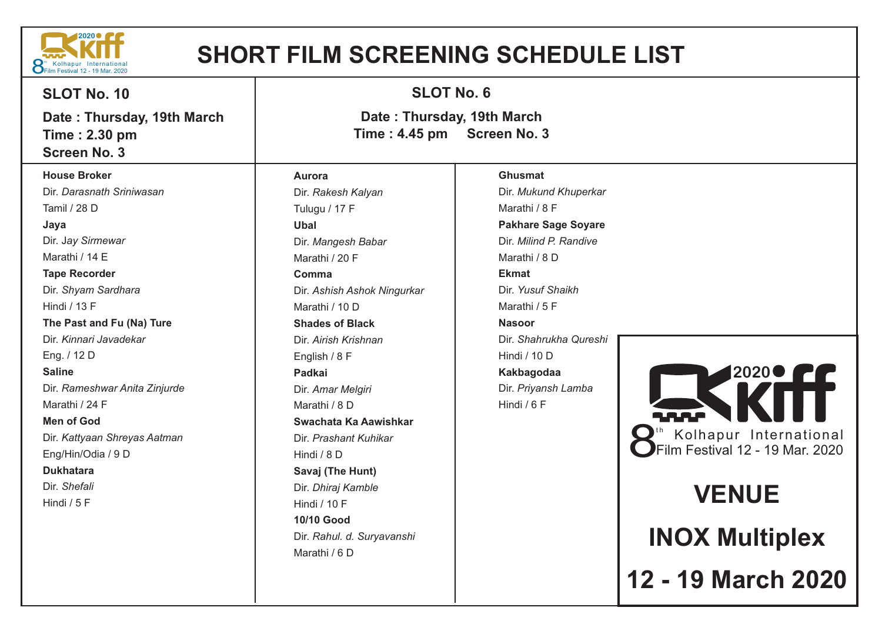# SHORT FILM SCREENING SCHEDULE LIST

8th Kolhapur International Film Festival 12 - 19 Mar. 2020

## SLOT No. 10

**Date : Thursday, 19th March**
**Time : 2.30 pm**
**Screen No. 3**

**House Broker**
Dir. *Darasnath Sriniwasan*
Tamil / 28 D

**Jaya**
Dir. *Jay Sirmewar*
Marathi / 14 E

**Tape Recorder**
Dir. *Shyam Sardhara*
Hindi / 13 F

**The Past and Fu (Na) Ture**
Dir. *Kinnari Javadekar*
Eng. / 12 D

**Saline**
Dir. *Rameshwar Anita Zinjurde*
Marathi / 24 F

**Men of God**
Dir. *Kattyaan Shreyas Aatman*
Eng/Hin/Odia / 9 D

**Dukhatara**
Dir. *Shefali*
Hindi / 5 F

## SLOT No. 6

**Date : Thursday, 19th March**
**Time : 4.45 pm Screen No. 3**

**Aurora**
Dir. *Rakesh Kalyan*
Tulugu / 17 F

**Ubal**
Dir. *Mangesh Babar*
Marathi / 20 F

**Comma**
Dir. *Ashish Ashok Ningurkar*
Marathi / 10 D

**Shades of Black**
Dir. *Airish Krishnan*
English / 8 F

**Padkai**
Dir. *Amar Melgiri*
Marathi / 8 D

**Swachata Ka Aawishkar**
Dir. *Prashant Kuhikar*
Hindi / 8 D

**Savaj (The Hunt)**
Dir. *Dhiraj Kamble*
Hindi / 10 F

**10/10 Good**
Dir. *Rahul. d. Suryavanshi*
Marathi / 6 D

**Ghusmat**
Dir. *Mukund Khuperkar*
Marathi / 8 F

**Pakhare Sage Soyare**
Dir. *Milind P. Randive*
Marathi / 8 D

**Ekmat**
Dir. *Yusuf Shaikh*
Marathi / 5 F

**Nasoor**
Dir. *Shahrukha Qureshi*
Hindi / 10 D

**Kakbagodaa**
Dir. *Priyansh Lamba*
Hindi / 6 F

2020 kiff
8th Kolhapur International Film Festival 12 - 19 Mar. 2020

## VENUE

## INOX Multiplex

## 12 - 19 March 2020